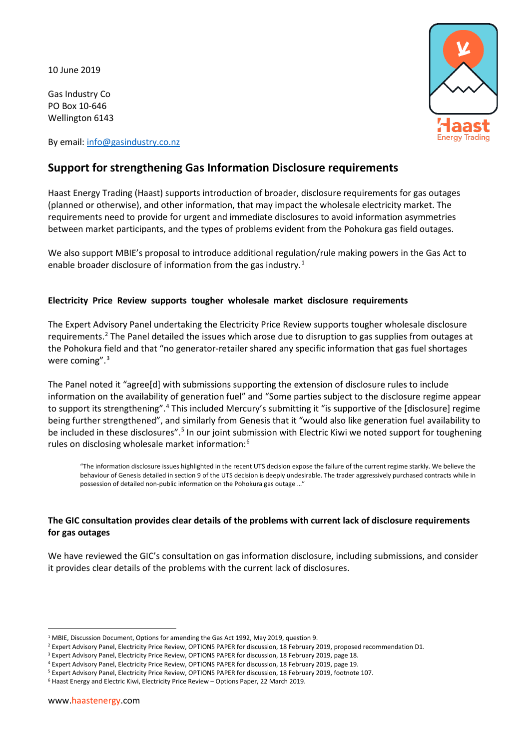10 June 2019

Gas Industry Co
PO Box 10-646
Wellington 6143

By email: info@gasindustry.co.nz

## Support for strengthening Gas Information Disclosure requirements

Haast Energy Trading (Haast) supports introduction of broader, disclosure requirements for gas outages (planned or otherwise), and other information, that may impact the wholesale electricity market. The requirements need to provide for urgent and immediate disclosures to avoid information asymmetries between market participants, and the types of problems evident from the Pohokura gas field outages.

We also support MBIE's proposal to introduce additional regulation/rule making powers in the Gas Act to enable broader disclosure of information from the gas industry.[1]

### Electricity Price Review supports tougher wholesale market disclosure requirements

The Expert Advisory Panel undertaking the Electricity Price Review supports tougher wholesale disclosure requirements.[2] The Panel detailed the issues which arose due to disruption to gas supplies from outages at the Pohokura field and that "no generator-retailer shared any specific information that gas fuel shortages were coming".[3]

The Panel noted it "agree[d] with submissions supporting the extension of disclosure rules to include information on the availability of generation fuel" and "Some parties subject to the disclosure regime appear to support its strengthening".[4] This included Mercury's submitting it "is supportive of the [disclosure] regime being further strengthened", and similarly from Genesis that it "would also like generation fuel availability to be included in these disclosures".[5] In our joint submission with Electric Kiwi we noted support for toughening rules on disclosing wholesale market information:[6]

> "The information disclosure issues highlighted in the recent UTS decision expose the failure of the current regime starkly. We believe the behaviour of Genesis detailed in section 9 of the UTS decision is deeply undesirable. The trader aggressively purchased contracts while in possession of detailed non-public information on the Pohokura gas outage …"

### The GIC consultation provides clear details of the problems with current lack of disclosure requirements for gas outages

We have reviewed the GIC's consultation on gas information disclosure, including submissions, and consider it provides clear details of the problems with the current lack of disclosures.

---

[1] MBIE, Discussion Document, Options for amending the Gas Act 1992, May 2019, question 9.
[2] Expert Advisory Panel, Electricity Price Review, OPTIONS PAPER for discussion, 18 February 2019, proposed recommendation D1.
[3] Expert Advisory Panel, Electricity Price Review, OPTIONS PAPER for discussion, 18 February 2019, page 18.
[4] Expert Advisory Panel, Electricity Price Review, OPTIONS PAPER for discussion, 18 February 2019, page 19.
[5] Expert Advisory Panel, Electricity Price Review, OPTIONS PAPER for discussion, 18 February 2019, footnote 107.
[6] Haast Energy and Electric Kiwi, Electricity Price Review – Options Paper, 22 March 2019.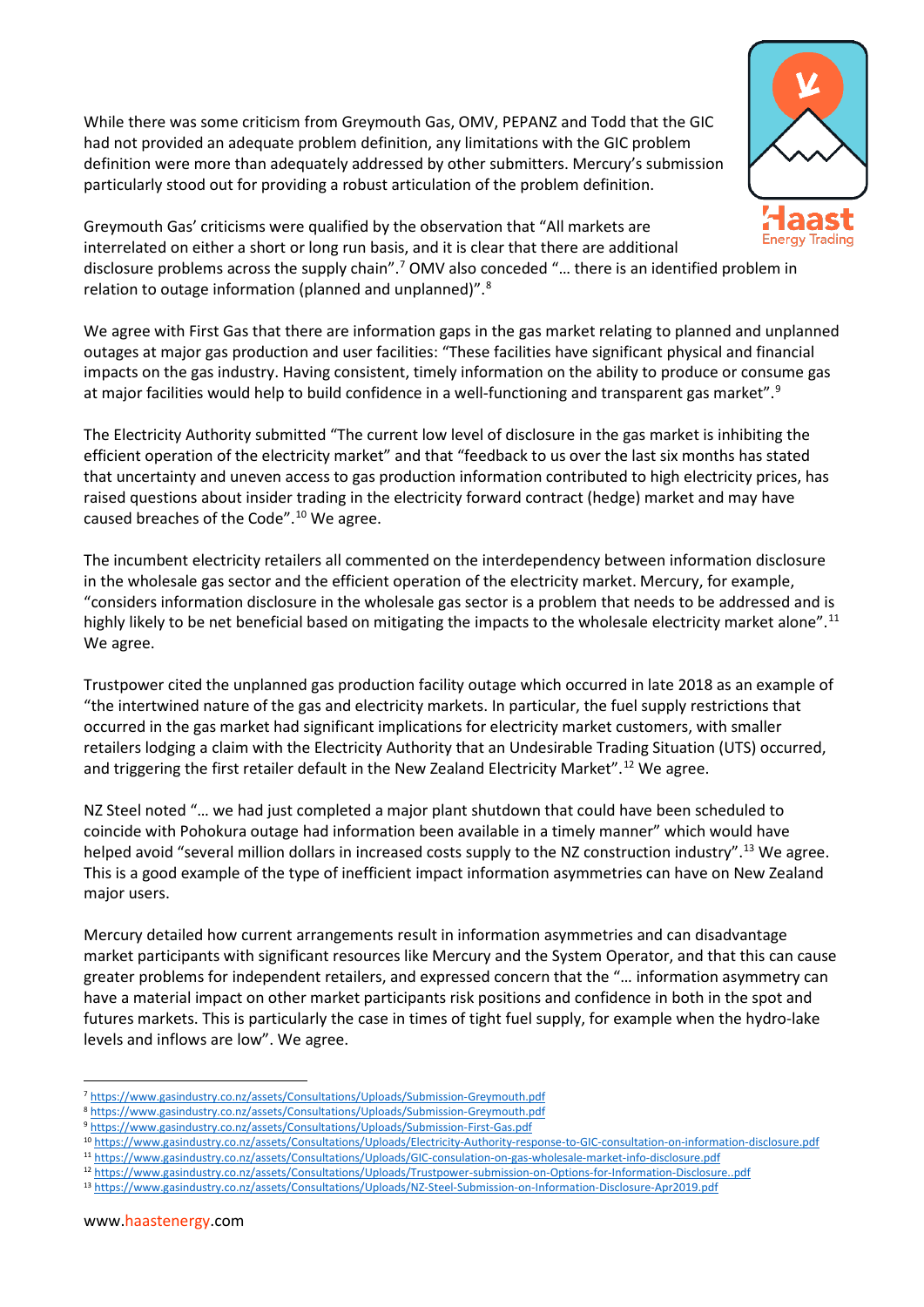While there was some criticism from Greymouth Gas, OMV, PEPANZ and Todd that the GIC had not provided an adequate problem definition, any limitations with the GIC problem definition were more than adequately addressed by other submitters. Mercury's submission particularly stood out for providing a robust articulation of the problem definition.

Greymouth Gas' criticisms were qualified by the observation that "All markets are interrelated on either a short or long run basis, and it is clear that there are additional disclosure problems across the supply chain".[7] OMV also conceded "… there is an identified problem in relation to outage information (planned and unplanned)".[8]

We agree with First Gas that there are information gaps in the gas market relating to planned and unplanned outages at major gas production and user facilities: "These facilities have significant physical and financial impacts on the gas industry. Having consistent, timely information on the ability to produce or consume gas at major facilities would help to build confidence in a well-functioning and transparent gas market".[9]

The Electricity Authority submitted "The current low level of disclosure in the gas market is inhibiting the efficient operation of the electricity market" and that "feedback to us over the last six months has stated that uncertainty and uneven access to gas production information contributed to high electricity prices, has raised questions about insider trading in the electricity forward contract (hedge) market and may have caused breaches of the Code".[10] We agree.

The incumbent electricity retailers all commented on the interdependency between information disclosure in the wholesale gas sector and the efficient operation of the electricity market. Mercury, for example, "considers information disclosure in the wholesale gas sector is a problem that needs to be addressed and is highly likely to be net beneficial based on mitigating the impacts to the wholesale electricity market alone".[11] We agree.

Trustpower cited the unplanned gas production facility outage which occurred in late 2018 as an example of "the intertwined nature of the gas and electricity markets. In particular, the fuel supply restrictions that occurred in the gas market had significant implications for electricity market customers, with smaller retailers lodging a claim with the Electricity Authority that an Undesirable Trading Situation (UTS) occurred, and triggering the first retailer default in the New Zealand Electricity Market".[12] We agree.

NZ Steel noted "… we had just completed a major plant shutdown that could have been scheduled to coincide with Pohokura outage had information been available in a timely manner" which would have helped avoid "several million dollars in increased costs supply to the NZ construction industry".[13] We agree. This is a good example of the type of inefficient impact information asymmetries can have on New Zealand major users.

Mercury detailed how current arrangements result in information asymmetries and can disadvantage market participants with significant resources like Mercury and the System Operator, and that this can cause greater problems for independent retailers, and expressed concern that the "… information asymmetry can have a material impact on other market participants risk positions and confidence in both in the spot and futures markets. This is particularly the case in times of tight fuel supply, for example when the hydro-lake levels and inflows are low". We agree.

---

[7] https://www.gasindustry.co.nz/assets/Consultations/Uploads/Submission-Greymouth.pdf
[8] https://www.gasindustry.co.nz/assets/Consultations/Uploads/Submission-Greymouth.pdf
[9] https://www.gasindustry.co.nz/assets/Consultations/Uploads/Submission-First-Gas.pdf
[10] https://www.gasindustry.co.nz/assets/Consultations/Uploads/Electricity-Authority-response-to-GIC-consultation-on-information-disclosure.pdf
[11] https://www.gasindustry.co.nz/assets/Consultations/Uploads/GIC-consulation-on-gas-wholesale-market-info-disclosure.pdf
[12] https://www.gasindustry.co.nz/assets/Consultations/Uploads/Trustpower-submission-on-Options-for-Information-Disclosure..pdf
[13] https://www.gasindustry.co.nz/assets/Consultations/Uploads/NZ-Steel-Submission-on-Information-Disclosure-Apr2019.pdf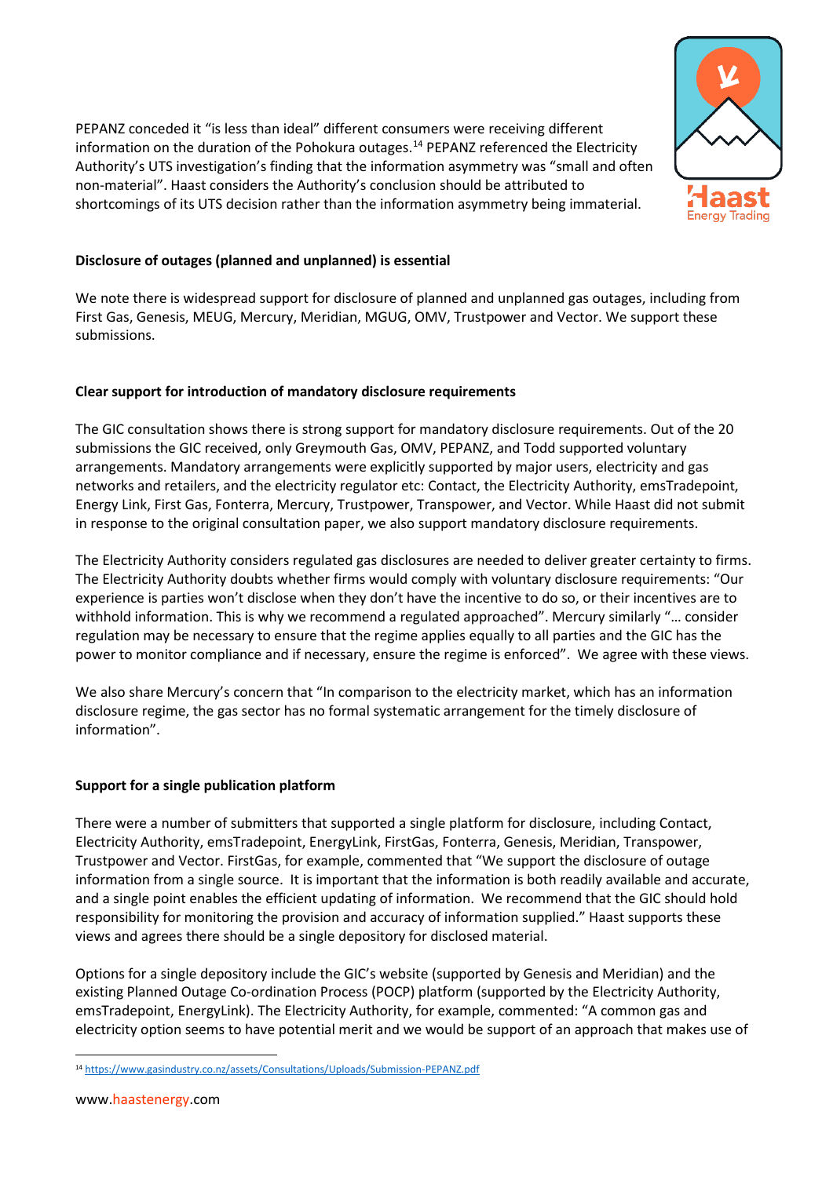PEPANZ conceded it "is less than ideal" different consumers were receiving different information on the duration of the Pohokura outages.[14] PEPANZ referenced the Electricity Authority's UTS investigation's finding that the information asymmetry was "small and often non-material". Haast considers the Authority's conclusion should be attributed to shortcomings of its UTS decision rather than the information asymmetry being immaterial.

**Disclosure of outages (planned and unplanned) is essential**

We note there is widespread support for disclosure of planned and unplanned gas outages, including from First Gas, Genesis, MEUG, Mercury, Meridian, MGUG, OMV, Trustpower and Vector. We support these submissions.

**Clear support for introduction of mandatory disclosure requirements**

The GIC consultation shows there is strong support for mandatory disclosure requirements. Out of the 20 submissions the GIC received, only Greymouth Gas, OMV, PEPANZ, and Todd supported voluntary arrangements. Mandatory arrangements were explicitly supported by major users, electricity and gas networks and retailers, and the electricity regulator etc: Contact, the Electricity Authority, emsTradepoint, Energy Link, First Gas, Fonterra, Mercury, Trustpower, Transpower, and Vector. While Haast did not submit in response to the original consultation paper, we also support mandatory disclosure requirements.

The Electricity Authority considers regulated gas disclosures are needed to deliver greater certainty to firms. The Electricity Authority doubts whether firms would comply with voluntary disclosure requirements: "Our experience is parties won't disclose when they don't have the incentive to do so, or their incentives are to withhold information. This is why we recommend a regulated approached". Mercury similarly "… consider regulation may be necessary to ensure that the regime applies equally to all parties and the GIC has the power to monitor compliance and if necessary, ensure the regime is enforced". We agree with these views.

We also share Mercury's concern that "In comparison to the electricity market, which has an information disclosure regime, the gas sector has no formal systematic arrangement for the timely disclosure of information".

**Support for a single publication platform**

There were a number of submitters that supported a single platform for disclosure, including Contact, Electricity Authority, emsTradepoint, EnergyLink, FirstGas, Fonterra, Genesis, Meridian, Transpower, Trustpower and Vector. FirstGas, for example, commented that "We support the disclosure of outage information from a single source. It is important that the information is both readily available and accurate, and a single point enables the efficient updating of information. We recommend that the GIC should hold responsibility for monitoring the provision and accuracy of information supplied." Haast supports these views and agrees there should be a single depository for disclosed material.

Options for a single depository include the GIC's website (supported by Genesis and Meridian) and the existing Planned Outage Co-ordination Process (POCP) platform (supported by the Electricity Authority, emsTradepoint, EnergyLink). The Electricity Authority, for example, commented: "A common gas and electricity option seems to have potential merit and we would be support of an approach that makes use of

[14] https://www.gasindustry.co.nz/assets/Consultations/Uploads/Submission-PEPANZ.pdf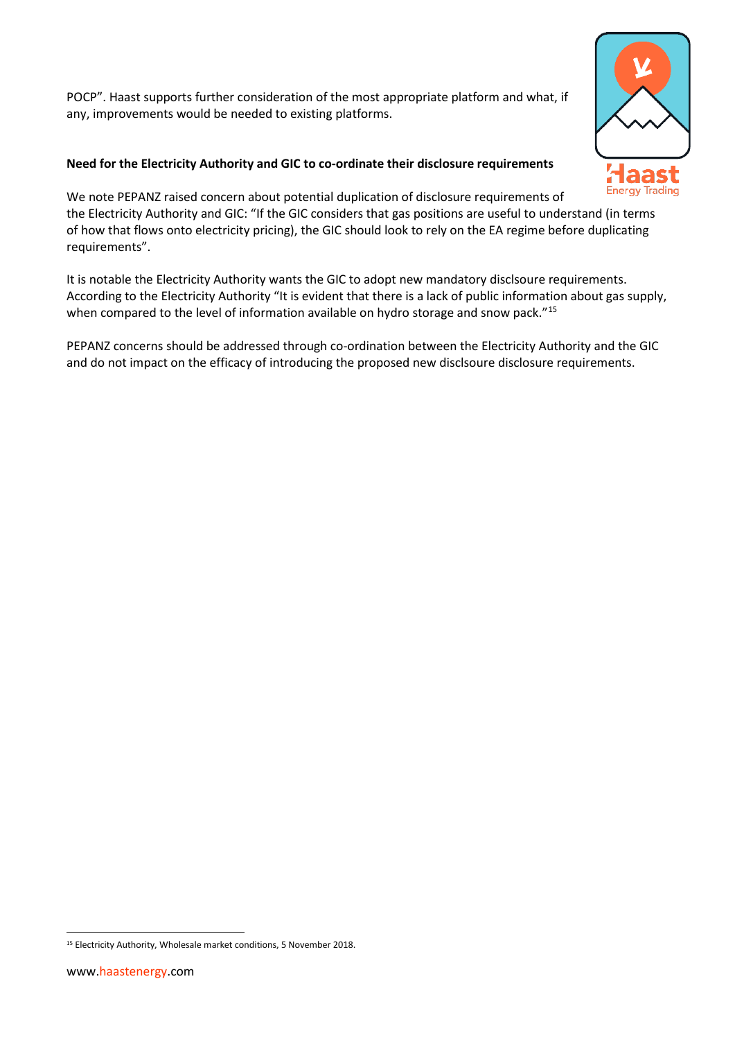POCP". Haast supports further consideration of the most appropriate platform and what, if any, improvements would be needed to existing platforms.

**Need for the Electricity Authority and GIC to co-ordinate their disclosure requirements**

We note PEPANZ raised concern about potential duplication of disclosure requirements of the Electricity Authority and GIC: "If the GIC considers that gas positions are useful to understand (in terms of how that flows onto electricity pricing), the GIC should look to rely on the EA regime before duplicating requirements".

It is notable the Electricity Authority wants the GIC to adopt new mandatory disclsoure requirements. According to the Electricity Authority "It is evident that there is a lack of public information about gas supply, when compared to the level of information available on hydro storage and snow pack."[15]

PEPANZ concerns should be addressed through co-ordination between the Electricity Authority and the GIC and do not impact on the efficacy of introducing the proposed new disclsoure disclosure requirements.

[15] Electricity Authority, Wholesale market conditions, 5 November 2018.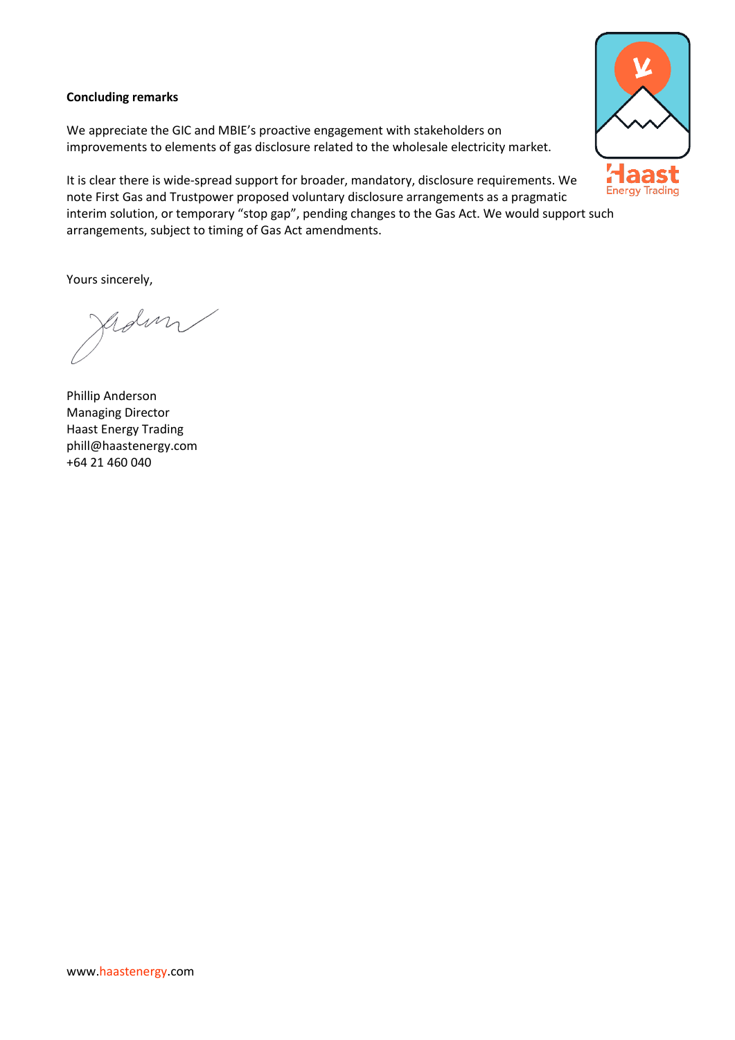**Concluding remarks**

We appreciate the GIC and MBIE's proactive engagement with stakeholders on improvements to elements of gas disclosure related to the wholesale electricity market.

It is clear there is wide-spread support for broader, mandatory, disclosure requirements. We note First Gas and Trustpower proposed voluntary disclosure arrangements as a pragmatic interim solution, or temporary "stop gap", pending changes to the Gas Act. We would support such arrangements, subject to timing of Gas Act amendments.

Yours sincerely,

Phillip Anderson
Managing Director
Haast Energy Trading
phill@haastenergy.com
+64 21 460 040